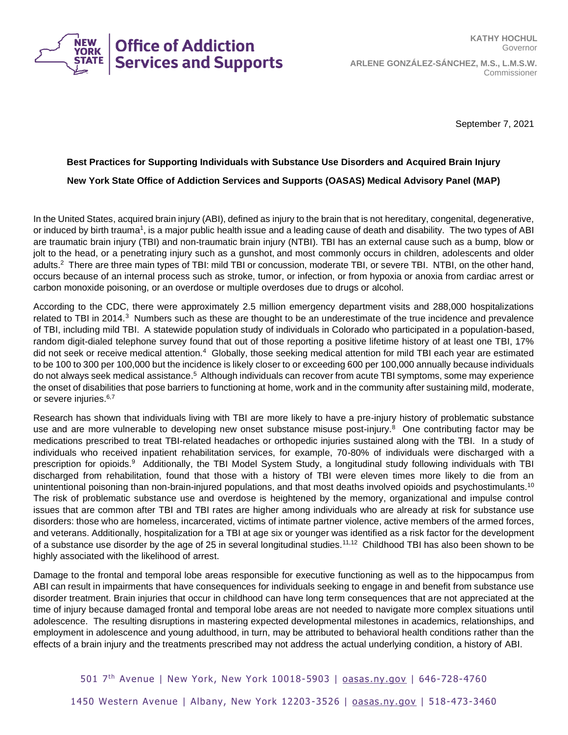**KATHY HOCHUL**
Governor

**ARLENE GONZÁLEZ-SÁNCHEZ, M.S., L.M.S.W.**
Commissioner

September 7, 2021

**Best Practices for Supporting Individuals with Substance Use Disorders and Acquired Brain Injury**

**New York State Office of Addiction Services and Supports (OASAS) Medical Advisory Panel (MAP)**

In the United States, acquired brain injury (ABI), defined as injury to the brain that is not hereditary, congenital, degenerative, or induced by birth trauma[1], is a major public health issue and a leading cause of death and disability. The two types of ABI are traumatic brain injury (TBI) and non-traumatic brain injury (NTBI). TBI has an external cause such as a bump, blow or jolt to the head, or a penetrating injury such as a gunshot, and most commonly occurs in children, adolescents and older adults.[2] There are three main types of TBI: mild TBI or concussion, moderate TBI, or severe TBI. NTBI, on the other hand, occurs because of an internal process such as stroke, tumor, or infection, or from hypoxia or anoxia from cardiac arrest or carbon monoxide poisoning, or an overdose or multiple overdoses due to drugs or alcohol.

According to the CDC, there were approximately 2.5 million emergency department visits and 288,000 hospitalizations related to TBI in 2014.[3] Numbers such as these are thought to be an underestimate of the true incidence and prevalence of TBI, including mild TBI. A statewide population study of individuals in Colorado who participated in a population-based, random digit-dialed telephone survey found that out of those reporting a positive lifetime history of at least one TBI, 17% did not seek or receive medical attention.[4] Globally, those seeking medical attention for mild TBI each year are estimated to be 100 to 300 per 100,000 but the incidence is likely closer to or exceeding 600 per 100,000 annually because individuals do not always seek medical assistance.[5] Although individuals can recover from acute TBI symptoms, some may experience the onset of disabilities that pose barriers to functioning at home, work and in the community after sustaining mild, moderate, or severe injuries.[6,7]

Research has shown that individuals living with TBI are more likely to have a pre-injury history of problematic substance use and are more vulnerable to developing new onset substance misuse post-injury.[8] One contributing factor may be medications prescribed to treat TBI-related headaches or orthopedic injuries sustained along with the TBI. In a study of individuals who received inpatient rehabilitation services, for example, 70-80% of individuals were discharged with a prescription for opioids.[9] Additionally, the TBI Model System Study, a longitudinal study following individuals with TBI discharged from rehabilitation, found that those with a history of TBI were eleven times more likely to die from an unintentional poisoning than non-brain-injured populations, and that most deaths involved opioids and psychostimulants.[10] The risk of problematic substance use and overdose is heightened by the memory, organizational and impulse control issues that are common after TBI and TBI rates are higher among individuals who are already at risk for substance use disorders: those who are homeless, incarcerated, victims of intimate partner violence, active members of the armed forces, and veterans. Additionally, hospitalization for a TBI at age six or younger was identified as a risk factor for the development of a substance use disorder by the age of 25 in several longitudinal studies.[11,12] Childhood TBI has also been shown to be highly associated with the likelihood of arrest.

Damage to the frontal and temporal lobe areas responsible for executive functioning as well as to the hippocampus from ABI can result in impairments that have consequences for individuals seeking to engage in and benefit from substance use disorder treatment. Brain injuries that occur in childhood can have long term consequences that are not appreciated at the time of injury because damaged frontal and temporal lobe areas are not needed to navigate more complex situations until adolescence. The resulting disruptions in mastering expected developmental milestones in academics, relationships, and employment in adolescence and young adulthood, in turn, may be attributed to behavioral health conditions rather than the effects of a brain injury and the treatments prescribed may not address the actual underlying condition, a history of ABI.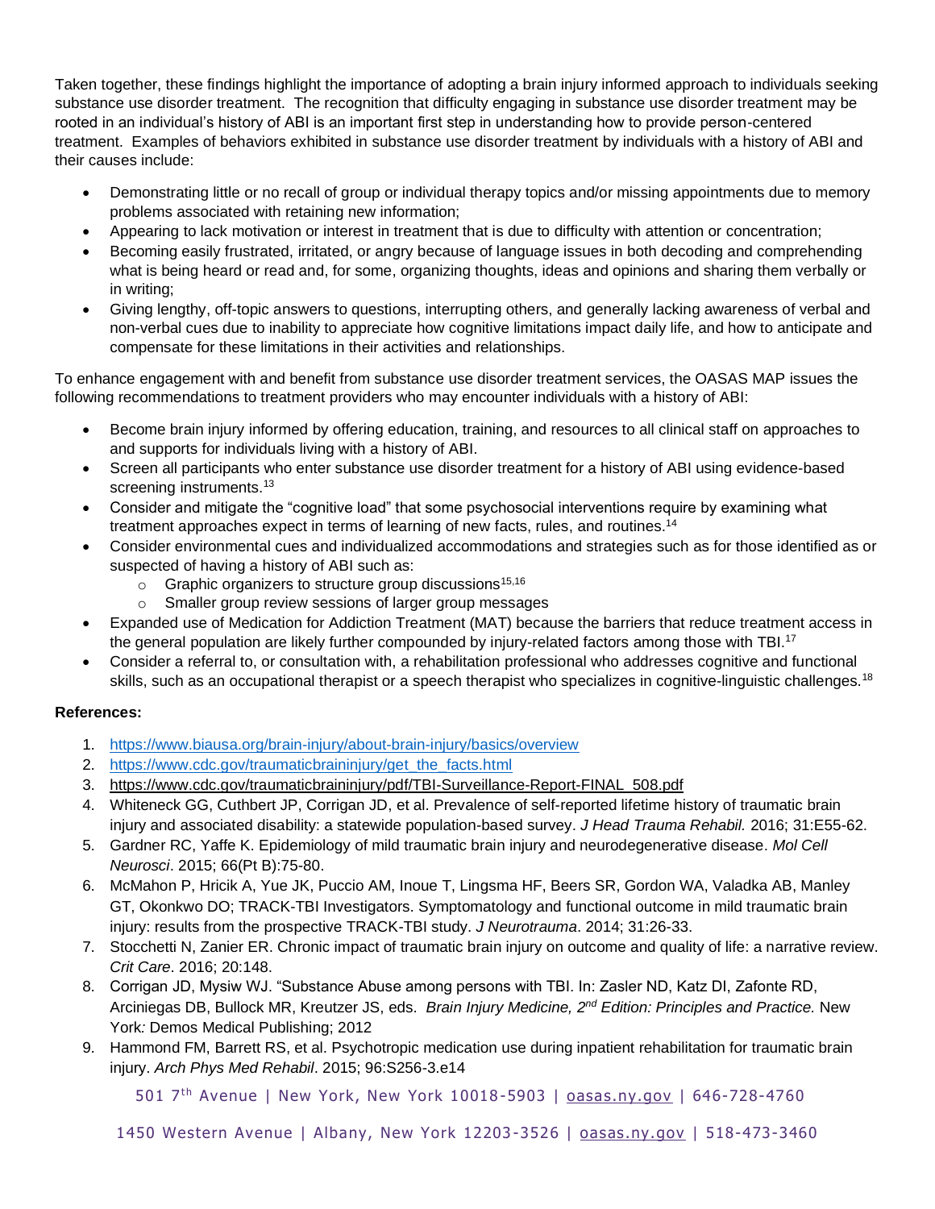Taken together, these findings highlight the importance of adopting a brain injury informed approach to individuals seeking substance use disorder treatment. The recognition that difficulty engaging in substance use disorder treatment may be rooted in an individual's history of ABI is an important first step in understanding how to provide person-centered treatment. Examples of behaviors exhibited in substance use disorder treatment by individuals with a history of ABI and their causes include:

- Demonstrating little or no recall of group or individual therapy topics and/or missing appointments due to memory problems associated with retaining new information;
- Appearing to lack motivation or interest in treatment that is due to difficulty with attention or concentration;
- Becoming easily frustrated, irritated, or angry because of language issues in both decoding and comprehending what is being heard or read and, for some, organizing thoughts, ideas and opinions and sharing them verbally or in writing;
- Giving lengthy, off-topic answers to questions, interrupting others, and generally lacking awareness of verbal and non-verbal cues due to inability to appreciate how cognitive limitations impact daily life, and how to anticipate and compensate for these limitations in their activities and relationships.

To enhance engagement with and benefit from substance use disorder treatment services, the OASAS MAP issues the following recommendations to treatment providers who may encounter individuals with a history of ABI:

- Become brain injury informed by offering education, training, and resources to all clinical staff on approaches to and supports for individuals living with a history of ABI.
- Screen all participants who enter substance use disorder treatment for a history of ABI using evidence-based screening instruments.[13]
- Consider and mitigate the "cognitive load" that some psychosocial interventions require by examining what treatment approaches expect in terms of learning of new facts, rules, and routines.[14]
- Consider environmental cues and individualized accommodations and strategies such as for those identified as or suspected of having a history of ABI such as:
  - Graphic organizers to structure group discussions[15,16]
  - Smaller group review sessions of larger group messages
- Expanded use of Medication for Addiction Treatment (MAT) because the barriers that reduce treatment access in the general population are likely further compounded by injury-related factors among those with TBI.[17]
- Consider a referral to, or consultation with, a rehabilitation professional who addresses cognitive and functional skills, such as an occupational therapist or a speech therapist who specializes in cognitive-linguistic challenges.[18]

**References:**

1. https://www.biausa.org/brain-injury/about-brain-injury/basics/overview
2. https://www.cdc.gov/traumaticbraininjury/get_the_facts.html
3. https://www.cdc.gov/traumaticbraininjury/pdf/TBI-Surveillance-Report-FINAL_508.pdf
4. Whiteneck GG, Cuthbert JP, Corrigan JD, et al. Prevalence of self-reported lifetime history of traumatic brain injury and associated disability: a statewide population-based survey. *J Head Trauma Rehabil.* 2016; 31:E55-62.
5. Gardner RC, Yaffe K. Epidemiology of mild traumatic brain injury and neurodegenerative disease. *Mol Cell Neurosci*. 2015; 66(Pt B):75-80.
6. McMahon P, Hricik A, Yue JK, Puccio AM, Inoue T, Lingsma HF, Beers SR, Gordon WA, Valadka AB, Manley GT, Okonkwo DO; TRACK-TBI Investigators. Symptomatology and functional outcome in mild traumatic brain injury: results from the prospective TRACK-TBI study. *J Neurotrauma*. 2014; 31:26-33.
7. Stocchetti N, Zanier ER. Chronic impact of traumatic brain injury on outcome and quality of life: a narrative review. *Crit Care*. 2016; 20:148.
8. Corrigan JD, Mysiw WJ. "Substance Abuse among persons with TBI. In: Zasler ND, Katz DI, Zafonte RD, Arciniegas DB, Bullock MR, Kreutzer JS, eds. *Brain Injury Medicine, 2nd Edition: Principles and Practice.* New York*:* Demos Medical Publishing; 2012
9. Hammond FM, Barrett RS, et al. Psychotropic medication use during inpatient rehabilitation for traumatic brain injury. *Arch Phys Med Rehabil*. 2015; 96:S256-3.e14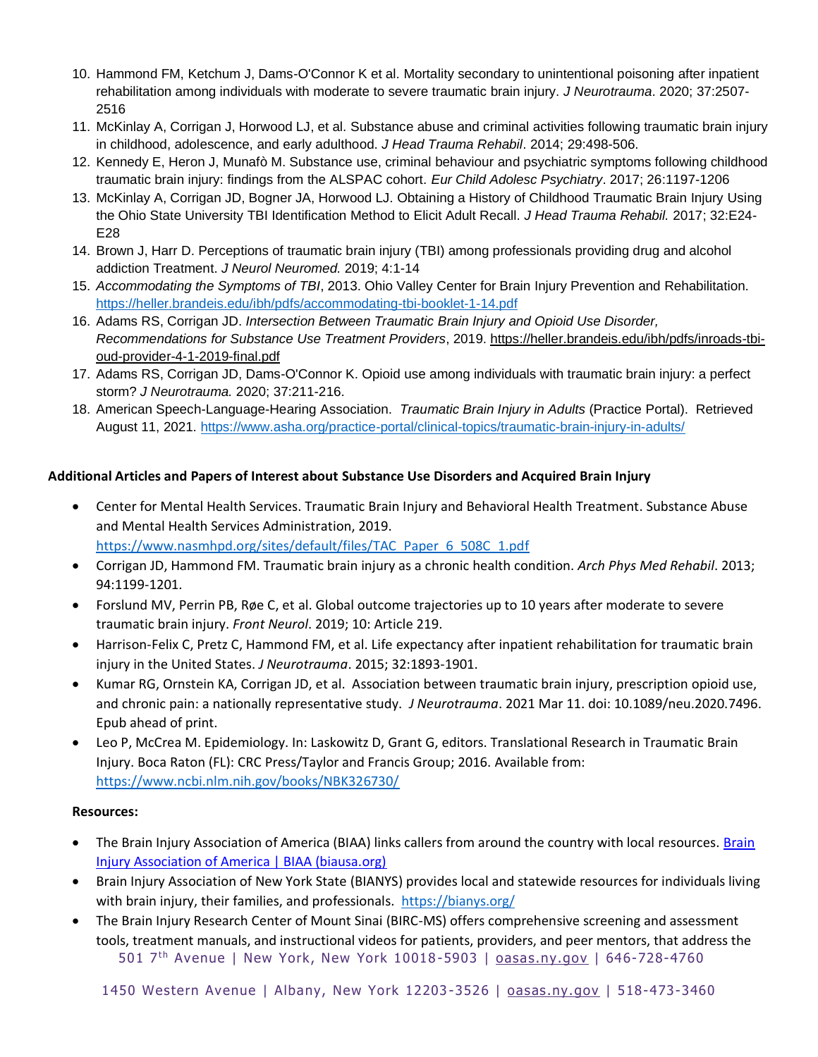10. Hammond FM, Ketchum J, Dams-O'Connor K et al. Mortality secondary to unintentional poisoning after inpatient rehabilitation among individuals with moderate to severe traumatic brain injury. *J Neurotrauma*. 2020; 37:2507-2516
11. McKinlay A, Corrigan J, Horwood LJ, et al. Substance abuse and criminal activities following traumatic brain injury in childhood, adolescence, and early adulthood. *J Head Trauma Rehabil*. 2014; 29:498-506.
12. Kennedy E, Heron J, Munafò M. Substance use, criminal behaviour and psychiatric symptoms following childhood traumatic brain injury: findings from the ALSPAC cohort. *Eur Child Adolesc Psychiatry*. 2017; 26:1197-1206
13. McKinlay A, Corrigan JD, Bogner JA, Horwood LJ. Obtaining a History of Childhood Traumatic Brain Injury Using the Ohio State University TBI Identification Method to Elicit Adult Recall. *J Head Trauma Rehabil.* 2017; 32:E24-E28
14. Brown J, Harr D. Perceptions of traumatic brain injury (TBI) among professionals providing drug and alcohol addiction Treatment. *J Neurol Neuromed.* 2019; 4:1-14
15. *Accommodating the Symptoms of TBI*, 2013. Ohio Valley Center for Brain Injury Prevention and Rehabilitation. https://heller.brandeis.edu/ibh/pdfs/accommodating-tbi-booklet-1-14.pdf
16. Adams RS, Corrigan JD. *Intersection Between Traumatic Brain Injury and Opioid Use Disorder, Recommendations for Substance Use Treatment Providers*, 2019. https://heller.brandeis.edu/ibh/pdfs/inroads-tbi-oud-provider-4-1-2019-final.pdf
17. Adams RS, Corrigan JD, Dams-O'Connor K. Opioid use among individuals with traumatic brain injury: a perfect storm? *J Neurotrauma.* 2020; 37:211-216.
18. American Speech-Language-Hearing Association. *Traumatic Brain Injury in Adults* (Practice Portal). Retrieved August 11, 2021. https://www.asha.org/practice-portal/clinical-topics/traumatic-brain-injury-in-adults/

**Additional Articles and Papers of Interest about Substance Use Disorders and Acquired Brain Injury**

- Center for Mental Health Services. Traumatic Brain Injury and Behavioral Health Treatment. Substance Abuse and Mental Health Services Administration, 2019. https://www.nasmhpd.org/sites/default/files/TAC_Paper_6_508C_1.pdf
- Corrigan JD, Hammond FM. Traumatic brain injury as a chronic health condition. *Arch Phys Med Rehabil*. 2013; 94:1199-1201.
- Forslund MV, Perrin PB, Røe C, et al. Global outcome trajectories up to 10 years after moderate to severe traumatic brain injury. *Front Neurol*. 2019; 10: Article 219.
- Harrison-Felix C, Pretz C, Hammond FM, et al. Life expectancy after inpatient rehabilitation for traumatic brain injury in the United States. *J Neurotrauma*. 2015; 32:1893-1901.
- Kumar RG, Ornstein KA, Corrigan JD, et al. Association between traumatic brain injury, prescription opioid use, and chronic pain: a nationally representative study. *J Neurotrauma*. 2021 Mar 11. doi: 10.1089/neu.2020.7496. Epub ahead of print.
- Leo P, McCrea M. Epidemiology. In: Laskowitz D, Grant G, editors. Translational Research in Traumatic Brain Injury. Boca Raton (FL): CRC Press/Taylor and Francis Group; 2016. Available from: https://www.ncbi.nlm.nih.gov/books/NBK326730/

**Resources:**

- The Brain Injury Association of America (BIAA) links callers from around the country with local resources. Brain Injury Association of America | BIAA (biausa.org)
- Brain Injury Association of New York State (BIANYS) provides local and statewide resources for individuals living with brain injury, their families, and professionals. https://bianys.org/
- The Brain Injury Research Center of Mount Sinai (BIRC-MS) offers comprehensive screening and assessment tools, treatment manuals, and instructional videos for patients, providers, and peer mentors, that address the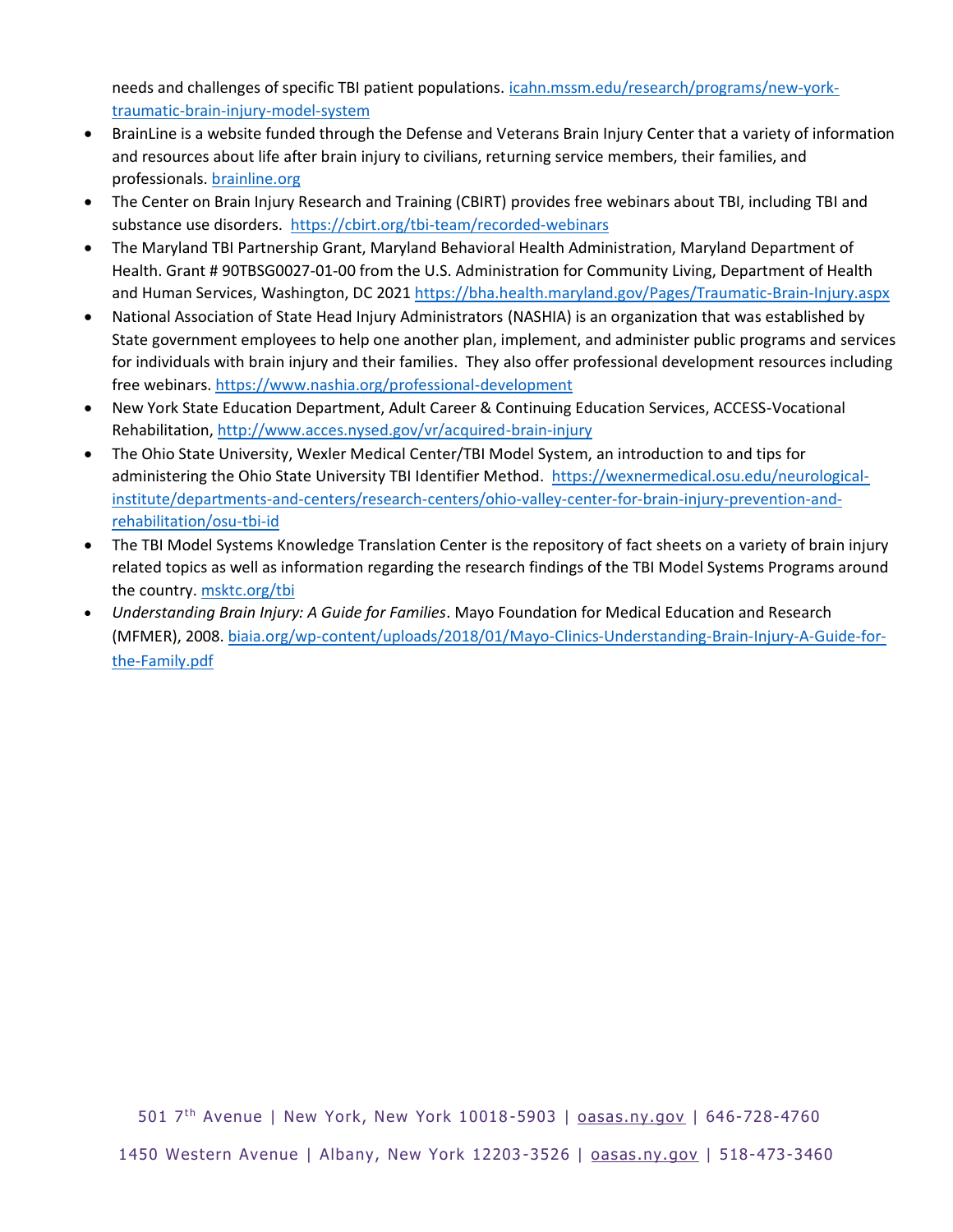needs and challenges of specific TBI patient populations. icahn.mssm.edu/research/programs/new-york-traumatic-brain-injury-model-system

- BrainLine is a website funded through the Defense and Veterans Brain Injury Center that a variety of information and resources about life after brain injury to civilians, returning service members, their families, and professionals. brainline.org
- The Center on Brain Injury Research and Training (CBIRT) provides free webinars about TBI, including TBI and substance use disorders. https://cbirt.org/tbi-team/recorded-webinars
- The Maryland TBI Partnership Grant, Maryland Behavioral Health Administration, Maryland Department of Health. Grant # 90TBSG0027-01-00 from the U.S. Administration for Community Living, Department of Health and Human Services, Washington, DC 2021 https://bha.health.maryland.gov/Pages/Traumatic-Brain-Injury.aspx
- National Association of State Head Injury Administrators (NASHIA) is an organization that was established by State government employees to help one another plan, implement, and administer public programs and services for individuals with brain injury and their families. They also offer professional development resources including free webinars. https://www.nashia.org/professional-development
- New York State Education Department, Adult Career & Continuing Education Services, ACCESS-Vocational Rehabilitation, http://www.acces.nysed.gov/vr/acquired-brain-injury
- The Ohio State University, Wexler Medical Center/TBI Model System, an introduction to and tips for administering the Ohio State University TBI Identifier Method. https://wexnermedical.osu.edu/neurological-institute/departments-and-centers/research-centers/ohio-valley-center-for-brain-injury-prevention-and-rehabilitation/osu-tbi-id
- The TBI Model Systems Knowledge Translation Center is the repository of fact sheets on a variety of brain injury related topics as well as information regarding the research findings of the TBI Model Systems Programs around the country. msktc.org/tbi
- *Understanding Brain Injury: A Guide for Families*. Mayo Foundation for Medical Education and Research (MFMER), 2008. biaia.org/wp-content/uploads/2018/01/Mayo-Clinics-Understanding-Brain-Injury-A-Guide-for-the-Family.pdf